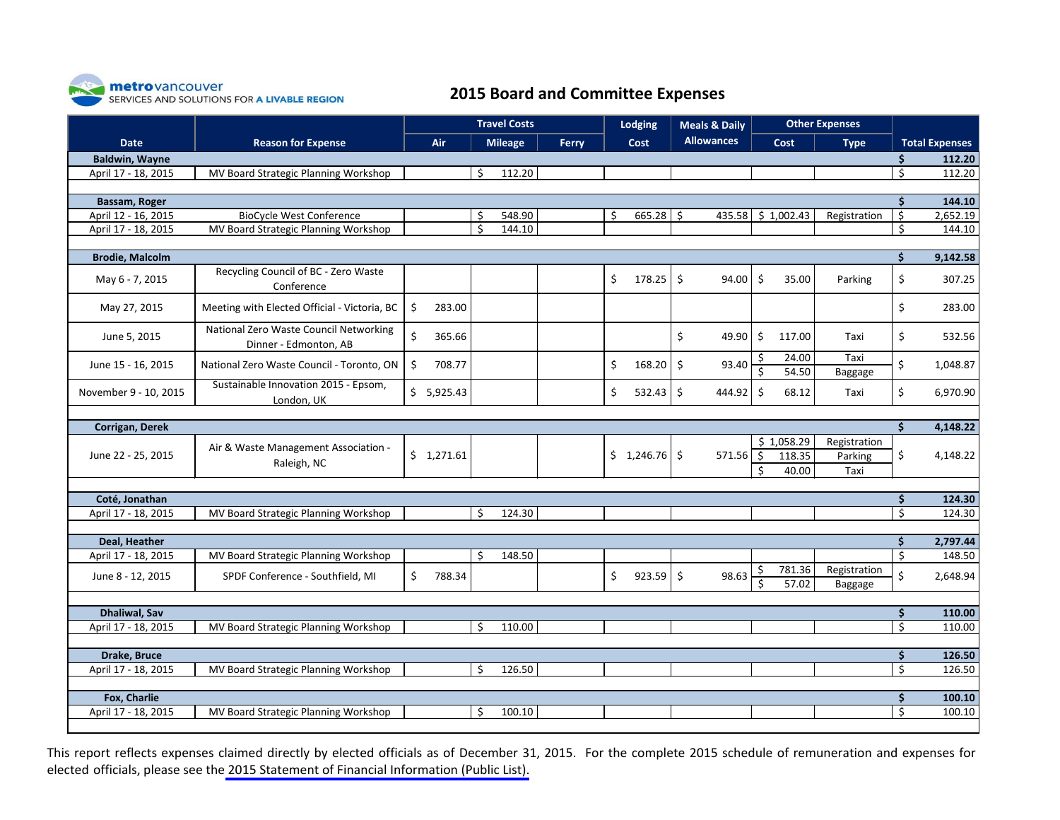metrovancouver
SERVICES AND SOLUTIONS FOR A LIVABLE REGION

# 2015 Board and Committee Expenses

| Date | Reason for Expense | Travel Costs | | | Lodging | Meals & Daily | Other Expenses | | Total Expenses |
|---|---|---|---|---|---|---|---|---|---|
| | | Air | Mileage | Ferry | Cost | Allowances | Cost | Type | |
| **Baldwin, Wayne** | | | | | | | | | **$ 112.20** |
| April 17 - 18, 2015 | MV Board Strategic Planning Workshop | | $ 112.20 | | | | | | $ 112.20 |
| **Bassam, Roger** | | | | | | | | | **$ 144.10** |
| April 12 - 16, 2015 | BioCycle West Conference | | $ 548.90 | | $ 665.28 | $ 435.58 | $ 1,002.43 | Registration | $ 2,652.19 |
| April 17 - 18, 2015 | MV Board Strategic Planning Workshop | | $ 144.10 | | | | | | $ 144.10 |
| **Brodie, Malcolm** | | | | | | | | | **$ 9,142.58** |
| May 6 - 7, 2015 | Recycling Council of BC - Zero Waste Conference | | | | $ 178.25 | $ 94.00 | $ 35.00 | Parking | $ 307.25 |
| May 27, 2015 | Meeting with Elected Official - Victoria, BC | $ 283.00 | | | | | | | $ 283.00 |
| June 5, 2015 | National Zero Waste Council Networking Dinner - Edmonton, AB | $ 365.66 | | | | $ 49.90 | $ 117.00 | Taxi | $ 532.56 |
| June 15 - 16, 2015 | National Zero Waste Council - Toronto, ON | $ 708.77 | | | $ 168.20 | $ 93.40 | $ 24.00<br>$ 54.50 | Taxi<br>Baggage | $ 1,048.87 |
| November 9 - 10, 2015 | Sustainable Innovation 2015 - Epsom, London, UK | $ 5,925.43 | | | $ 532.43 | $ 444.92 | $ 68.12 | Taxi | $ 6,970.90 |
| **Corrigan, Derek** | | | | | | | | | **$ 4,148.22** |
| June 22 - 25, 2015 | Air & Waste Management Association - Raleigh, NC | $ 1,271.61 | | | $ 1,246.76 | $ 571.56 | $ 1,058.29<br>$ 118.35<br>$ 40.00 | Registration<br>Parking<br>Taxi | $ 4,148.22 |
| **Coté, Jonathan** | | | | | | | | | **$ 124.30** |
| April 17 - 18, 2015 | MV Board Strategic Planning Workshop | | $ 124.30 | | | | | | $ 124.30 |
| **Deal, Heather** | | | | | | | | | **$ 2,797.44** |
| April 17 - 18, 2015 | MV Board Strategic Planning Workshop | | $ 148.50 | | | | | | $ 148.50 |
| June 8 - 12, 2015 | SPDF Conference - Southfield, MI | $ 788.34 | | | $ 923.59 | $ 98.63 | $ 781.36<br>$ 57.02 | Registration<br>Baggage | $ 2,648.94 |
| **Dhaliwal, Sav** | | | | | | | | | **$ 110.00** |
| April 17 - 18, 2015 | MV Board Strategic Planning Workshop | | $ 110.00 | | | | | | $ 110.00 |
| **Drake, Bruce** | | | | | | | | | **$ 126.50** |
| April 17 - 18, 2015 | MV Board Strategic Planning Workshop | | $ 126.50 | | | | | | $ 126.50 |
| **Fox, Charlie** | | | | | | | | | **$ 100.10** |
| April 17 - 18, 2015 | MV Board Strategic Planning Workshop | | $ 100.10 | | | | | | $ 100.10 |

This report reflects expenses claimed directly by elected officials as of December 31, 2015. For the complete 2015 schedule of remuneration and expenses for elected officials, please see the 2015 Statement of Financial Information (Public List).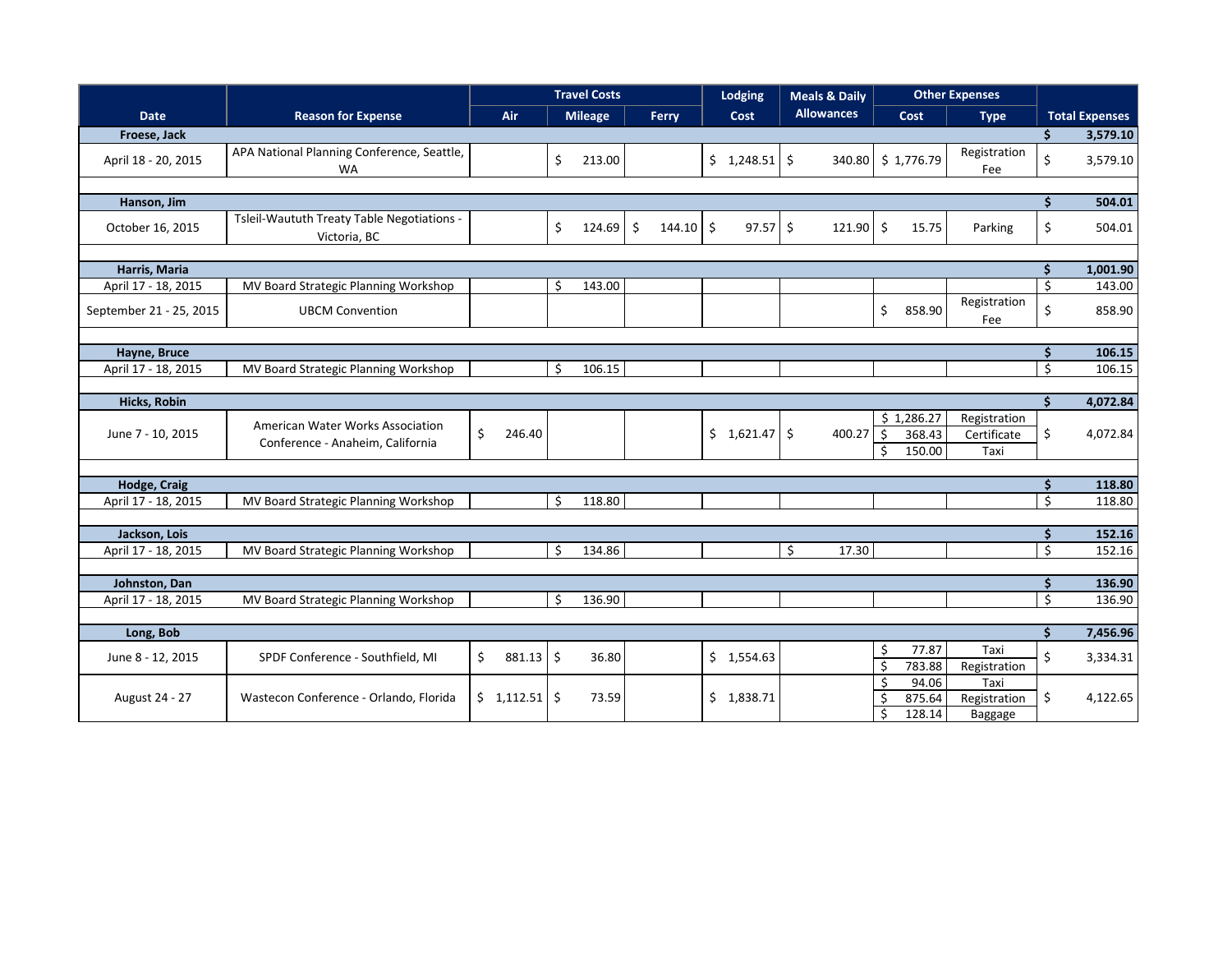| Date | Reason for Expense | Travel Costs | | | Lodging | Meals & Daily Allowances | Other Expenses | | Total Expenses |
|---|---|---|---|---|---|---|---|---|---|
| | | Air | Mileage | Ferry | Cost | | Cost | Type | |
| **Froese, Jack** | | | | | | | | | **$ 3,579.10** |
| April 18 - 20, 2015 | APA National Planning Conference, Seattle, WA | | $ 213.00 | | $ 1,248.51 | $ 340.80 | $ 1,776.79 | Registration Fee | $ 3,579.10 |
| **Hanson, Jim** | | | | | | | | | **$ 504.01** |
| October 16, 2015 | Tsleil-Waututh Treaty Table Negotiations - Victoria, BC | | $ 124.69 | $ 144.10 | $ 97.57 | $ 121.90 | $ 15.75 | Parking | $ 504.01 |
| **Harris, Maria** | | | | | | | | | **$ 1,001.90** |
| April 17 - 18, 2015 | MV Board Strategic Planning Workshop | | $ 143.00 | | | | | | $ 143.00 |
| September 21 - 25, 2015 | UBCM Convention | | | | | | $ 858.90 | Registration Fee | $ 858.90 |
| **Hayne, Bruce** | | | | | | | | | **$ 106.15** |
| April 17 - 18, 2015 | MV Board Strategic Planning Workshop | | $ 106.15 | | | | | | $ 106.15 |
| **Hicks, Robin** | | | | | | | | | **$ 4,072.84** |
| June 7 - 10, 2015 | American Water Works Association Conference - Anaheim, California | $ 246.40 | | | $ 1,621.47 | $ 400.27 | $ 1,286.27<br>$ 368.43<br>$ 150.00 | Registration<br>Certificate<br>Taxi | $ 4,072.84 |
| **Hodge, Craig** | | | | | | | | | **$ 118.80** |
| April 17 - 18, 2015 | MV Board Strategic Planning Workshop | | $ 118.80 | | | | | | $ 118.80 |
| **Jackson, Lois** | | | | | | | | | **$ 152.16** |
| April 17 - 18, 2015 | MV Board Strategic Planning Workshop | | $ 134.86 | | | $ 17.30 | | | $ 152.16 |
| **Johnston, Dan** | | | | | | | | | **$ 136.90** |
| April 17 - 18, 2015 | MV Board Strategic Planning Workshop | | $ 136.90 | | | | | | $ 136.90 |
| **Long, Bob** | | | | | | | | | **$ 7,456.96** |
| June 8 - 12, 2015 | SPDF Conference - Southfield, MI | $ 881.13 | $ 36.80 | | $ 1,554.63 | | $ 77.87<br>$ 783.88 | Taxi<br>Registration | $ 3,334.31 |
| August 24 - 27 | Wastecon Conference - Orlando, Florida | $ 1,112.51 | $ 73.59 | | $ 1,838.71 | | $ 94.06<br>$ 875.64<br>$ 128.14 | Taxi<br>Registration<br>Baggage | $ 4,122.65 |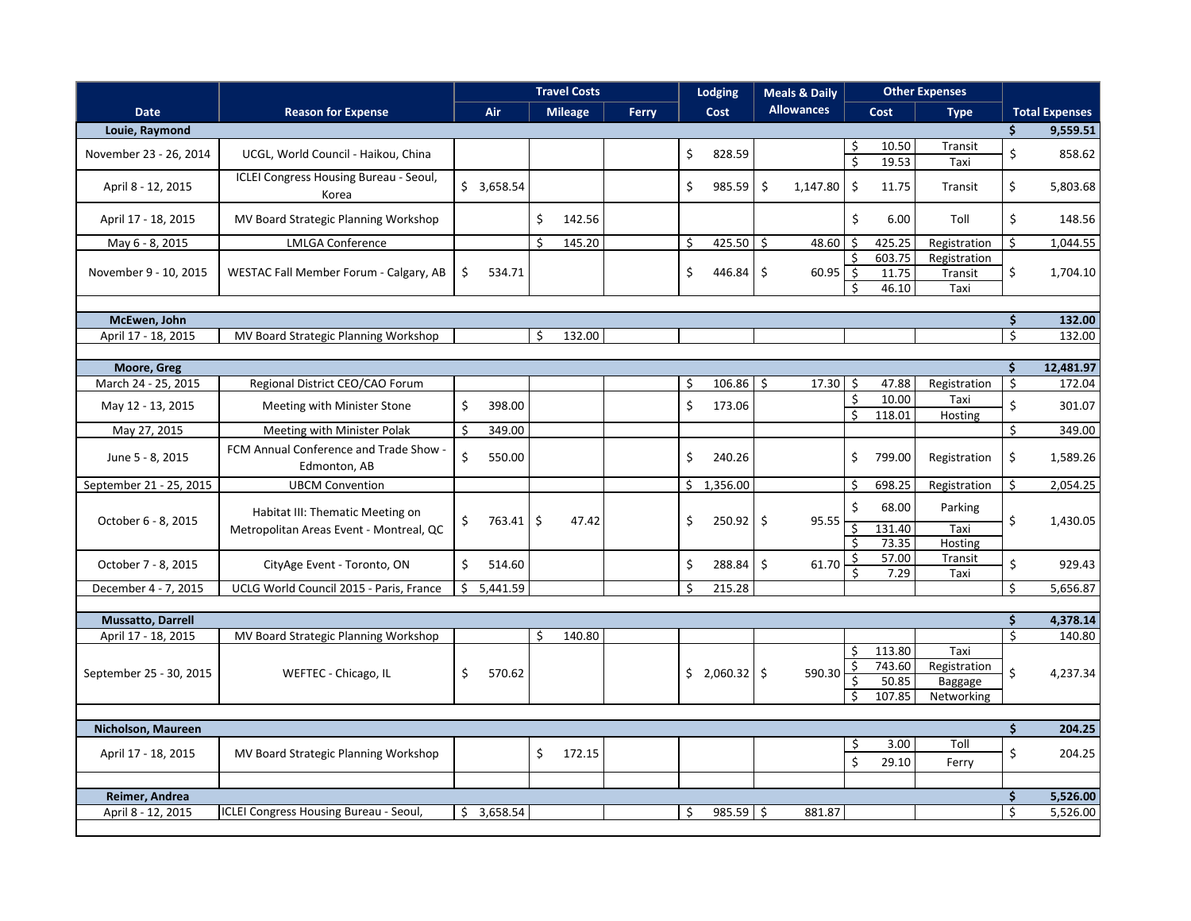| Date | Reason for Expense | Travel Costs | | | Lodging | Meals & Daily Allowances | Other Expenses | | Total Expenses |
|---|---|---|---|---|---|---|---|---|---|
| | | Air | Mileage | Ferry | Cost | | Cost | Type | |
| **Louie, Raymond** | | | | | | | | | **$ 9,559.51** |
| November 23 - 26, 2014 | UCGL, World Council - Haikou, China | | | | $ 828.59 | | $ 10.50<br>$ 19.53 | Transit<br>Taxi | $ 858.62 |
| April 8 - 12, 2015 | ICLEI Congress Housing Bureau - Seoul, Korea | $ 3,658.54 | | | $ 985.59 | $ 1,147.80 | $ 11.75 | Transit | $ 5,803.68 |
| April 17 - 18, 2015 | MV Board Strategic Planning Workshop | | $ 142.56 | | | | $ 6.00 | Toll | $ 148.56 |
| May 6 - 8, 2015 | LMLGA Conference | | $ 145.20 | | $ 425.50 | $ 48.60 | $ 425.25 | Registration | $ 1,044.55 |
| November 9 - 10, 2015 | WESTAC Fall Member Forum - Calgary, AB | $ 534.71 | | | $ 446.84 | $ 60.95 | $ 603.75<br>$ 11.75<br>$ 46.10 | Registration<br>Transit<br>Taxi | $ 1,704.10 |
| | | | | | | | | | |
| **McEwen, John** | | | | | | | | | **$ 132.00** |
| April 17 - 18, 2015 | MV Board Strategic Planning Workshop | | $ 132.00 | | | | | | $ 132.00 |
| | | | | | | | | | |
| **Moore, Greg** | | | | | | | | | **$ 12,481.97** |
| March 24 - 25, 2015 | Regional District CEO/CAO Forum | | | | $ 106.86 | $ 17.30 | $ 47.88 | Registration | $ 172.04 |
| May 12 - 13, 2015 | Meeting with Minister Stone | $ 398.00 | | | $ 173.06 | | $ 10.00<br>$ 118.01 | Taxi<br>Hosting | $ 301.07 |
| May 27, 2015 | Meeting with Minister Polak | $ 349.00 | | | | | | | $ 349.00 |
| June 5 - 8, 2015 | FCM Annual Conference and Trade Show - Edmonton, AB | $ 550.00 | | | $ 240.26 | | $ 799.00 | Registration | $ 1,589.26 |
| September 21 - 25, 2015 | UBCM Convention | | | | $ 1,356.00 | | $ 698.25 | Registration | $ 2,054.25 |
| October 6 - 8, 2015 | Habitat III: Thematic Meeting on Metropolitan Areas Event - Montreal, QC | $ 763.41 | $ 47.42 | | $ 250.92 | $ 95.55 | $ 68.00<br>$ 131.40<br>$ 73.35 | Parking<br>Taxi<br>Hosting | $ 1,430.05 |
| October 7 - 8, 2015 | CityAge Event - Toronto, ON | $ 514.60 | | | $ 288.84 | $ 61.70 | $ 57.00<br>$ 7.29 | Transit<br>Taxi | $ 929.43 |
| December 4 - 7, 2015 | UCLG World Council 2015 - Paris, France | $ 5,441.59 | | | $ 215.28 | | | | $ 5,656.87 |
| | | | | | | | | | |
| **Mussatto, Darrell** | | | | | | | | | **$ 4,378.14** |
| April 17 - 18, 2015 | MV Board Strategic Planning Workshop | | $ 140.80 | | | | | | $ 140.80 |
| September 25 - 30, 2015 | WEFTEC - Chicago, IL | $ 570.62 | | | $ 2,060.32 | $ 590.30 | $ 113.80<br>$ 743.60<br>$ 50.85<br>$ 107.85 | Taxi<br>Registration<br>Baggage<br>Networking | $ 4,237.34 |
| | | | | | | | | | |
| **Nicholson, Maureen** | | | | | | | | | **$ 204.25** |
| April 17 - 18, 2015 | MV Board Strategic Planning Workshop | | $ 172.15 | | | | $ 3.00<br>$ 29.10 | Toll<br>Ferry | $ 204.25 |
| | | | | | | | | | |
| **Reimer, Andrea** | | | | | | | | | **$ 5,526.00** |
| April 8 - 12, 2015 | ICLEI Congress Housing Bureau - Seoul, | $ 3,658.54 | | | $ 985.59 | $ 881.87 | | | $ 5,526.00 |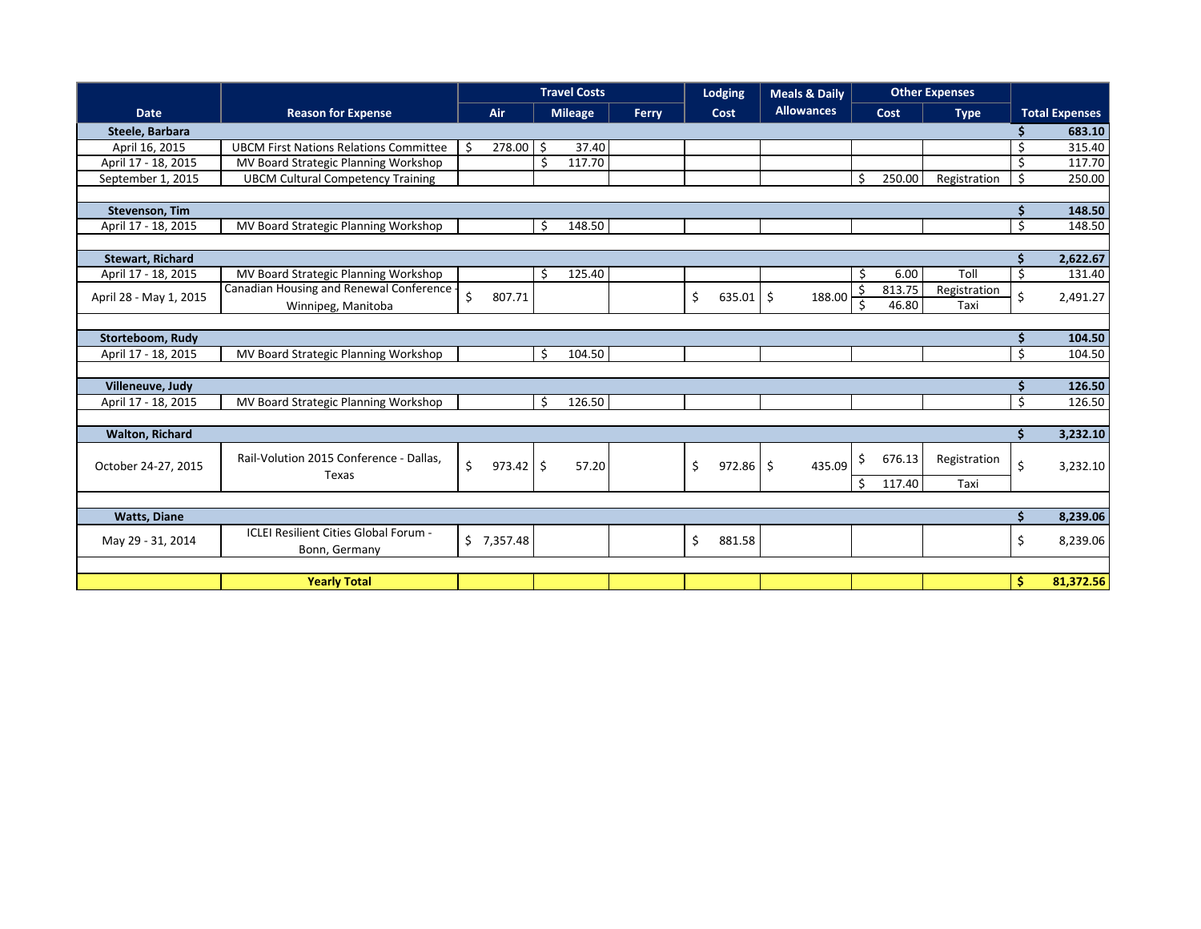| Date | Reason for Expense | Travel Costs | | | Lodging | Meals & Daily Allowances | Other Expenses | | Total Expenses |
|---|---|---|---|---|---|---|---|---|---|
| | | Air | Mileage | Ferry | Cost | | Cost | Type | |
| **Steele, Barbara** | | | | | | | | | **$ 683.10** |
| April 16, 2015 | UBCM First Nations Relations Committee | $ 278.00 | $ 37.40 | | | | | | $ 315.40 |
| April 17 - 18, 2015 | MV Board Strategic Planning Workshop | | $ 117.70 | | | | | | $ 117.70 |
| September 1, 2015 | UBCM Cultural Competency Training | | | | | | $ 250.00 | Registration | $ 250.00 |
| | | | | | | | | | |
| **Stevenson, Tim** | | | | | | | | | **$ 148.50** |
| April 17 - 18, 2015 | MV Board Strategic Planning Workshop | | $ 148.50 | | | | | | $ 148.50 |
| | | | | | | | | | |
| **Stewart, Richard** | | | | | | | | | **$ 2,622.67** |
| April 17 - 18, 2015 | MV Board Strategic Planning Workshop | | $ 125.40 | | | | $ 6.00 | Toll | $ 131.40 |
| April 28 - May 1, 2015 | Canadian Housing and Renewal Conference - Winnipeg, Manitoba | $ 807.71 | | | $ 635.01 | $ 188.00 | $ 813.75<br>$ 46.80 | Registration<br>Taxi | $ 2,491.27 |
| | | | | | | | | | |
| **Storteboom, Rudy** | | | | | | | | | **$ 104.50** |
| April 17 - 18, 2015 | MV Board Strategic Planning Workshop | | $ 104.50 | | | | | | $ 104.50 |
| | | | | | | | | | |
| **Villeneuve, Judy** | | | | | | | | | **$ 126.50** |
| April 17 - 18, 2015 | MV Board Strategic Planning Workshop | | $ 126.50 | | | | | | $ 126.50 |
| | | | | | | | | | |
| **Walton, Richard** | | | | | | | | | **$ 3,232.10** |
| October 24-27, 2015 | Rail-Volution 2015 Conference - Dallas, Texas | $ 973.42 | $ 57.20 | | $ 972.86 | $ 435.09 | $ 676.13<br>$ 117.40 | Registration<br>Taxi | $ 3,232.10 |
| | | | | | | | | | |
| **Watts, Diane** | | | | | | | | | **$ 8,239.06** |
| May 29 - 31, 2014 | ICLEI Resilient Cities Global Forum - Bonn, Germany | $ 7,357.48 | | | $ 881.58 | | | | $ 8,239.06 |
| | | | | | | | | | |
| | **Yearly Total** | | | | | | | | **$ 81,372.56** |